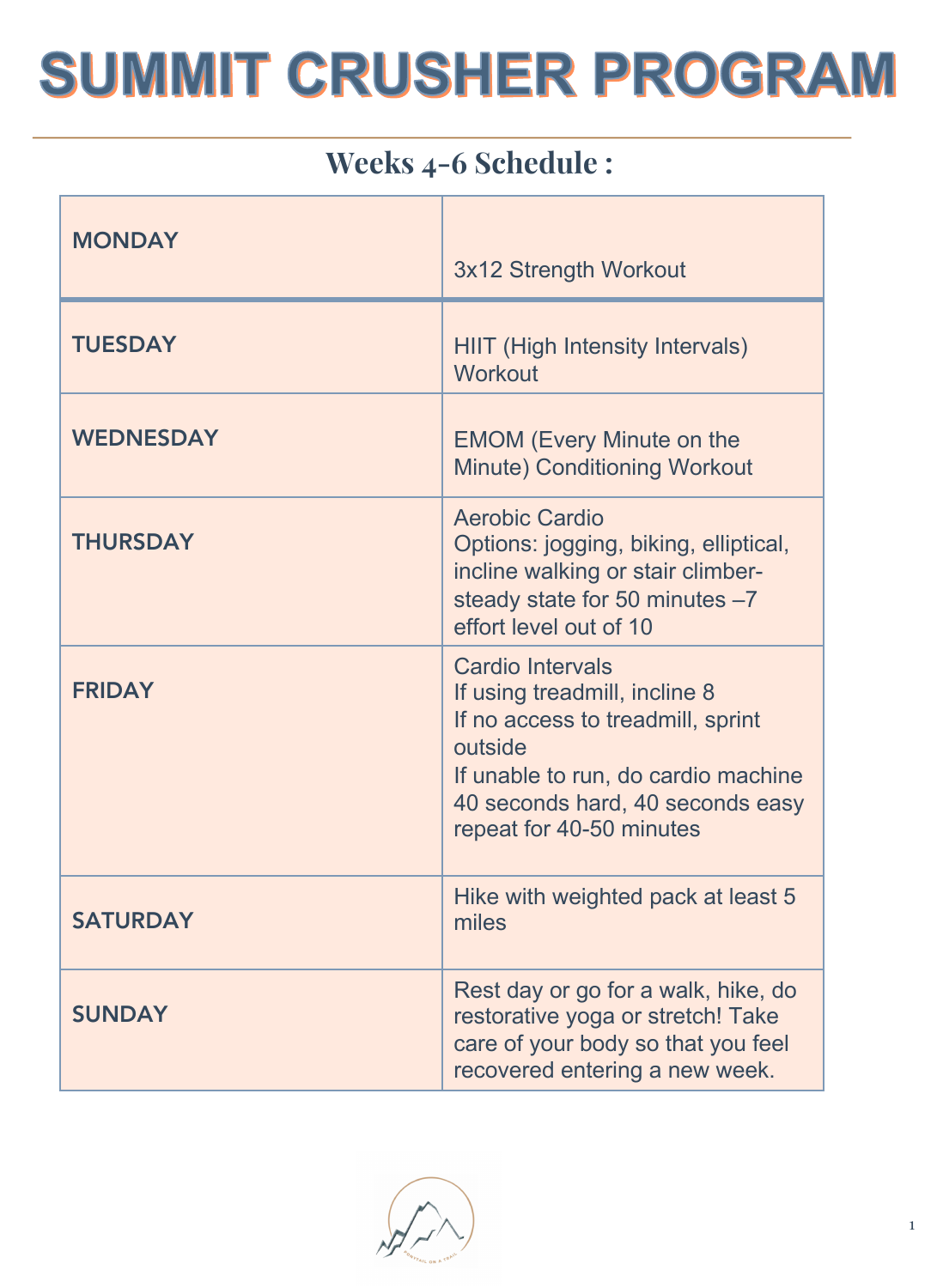# SUMMIT CRUSHER PROGRAM

## Weeks 4-6 Schedule :

| | |
|---|---|
| **MONDAY** | 3x12 Strength Workout |
| **TUESDAY** | HIIT (High Intensity Intervals) Workout |
| **WEDNESDAY** | EMOM (Every Minute on the Minute) Conditioning Workout |
| **THURSDAY** | Aerobic Cardio<br>Options: jogging, biking, elliptical, incline walking or stair climber- steady state for 50 minutes –7 effort level out of 10 |
| **FRIDAY** | Cardio Intervals<br>If using treadmill, incline 8<br>If no access to treadmill, sprint outside<br>If unable to run, do cardio machine<br>40 seconds hard, 40 seconds easy repeat for 40-50 minutes |
| **SATURDAY** | Hike with weighted pack at least 5 miles |
| **SUNDAY** | Rest day or go for a walk, hike, do restorative yoga or stretch! Take care of your body so that you feel recovered entering a new week. |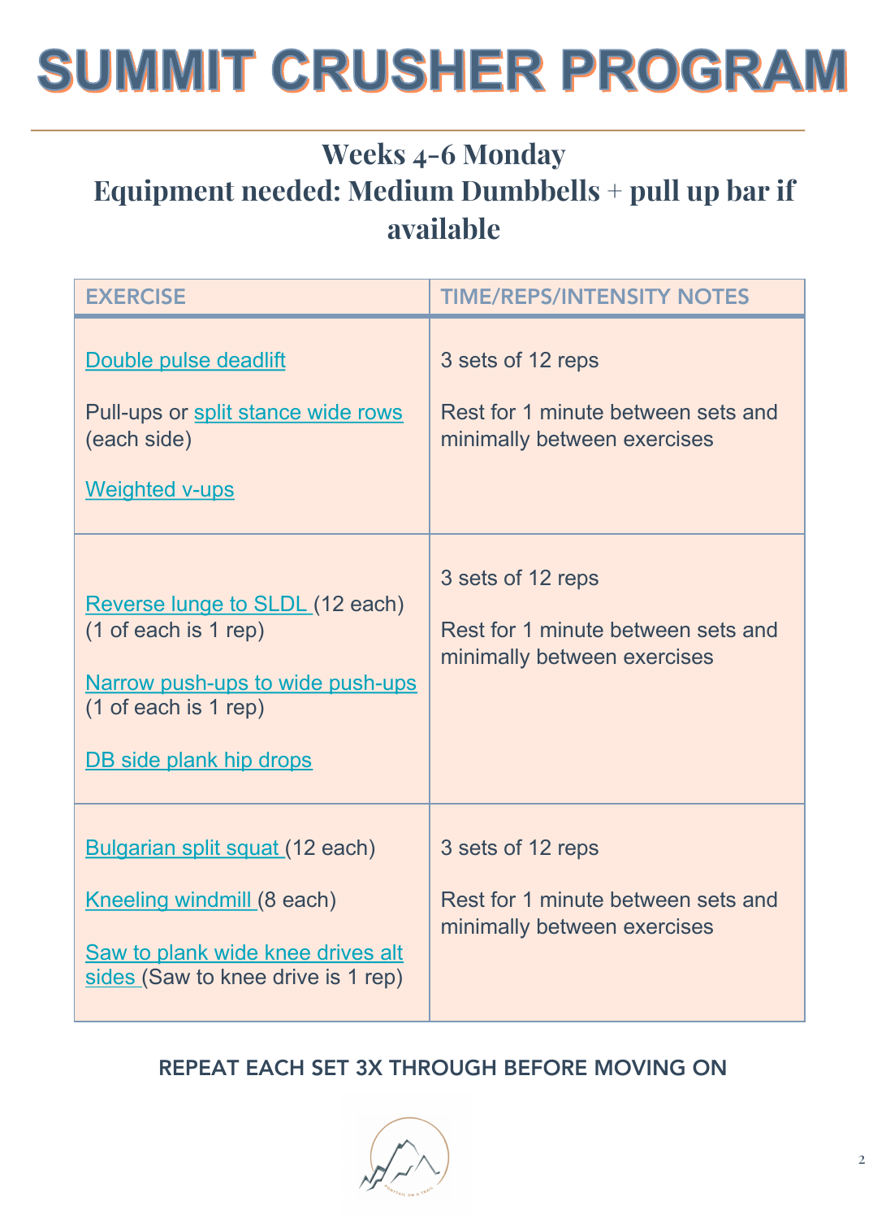# SUMMIT CRUSHER PROGRAM

## Weeks 4-6 Monday
## Equipment needed: Medium Dumbbells + pull up bar if available

| EXERCISE | TIME/REPS/INTENSITY NOTES |
|---|---|
| Double pulse deadlift<br><br>Pull-ups or split stance wide rows (each side)<br><br>Weighted v-ups | 3 sets of 12 reps<br><br>Rest for 1 minute between sets and minimally between exercises |
| Reverse lunge to SLDL (12 each) (1 of each is 1 rep)<br><br>Narrow push-ups to wide push-ups (1 of each is 1 rep)<br><br>DB side plank hip drops | 3 sets of 12 reps<br><br>Rest for 1 minute between sets and minimally between exercises |
| Bulgarian split squat (12 each)<br><br>Kneeling windmill (8 each)<br><br>Saw to plank wide knee drives alt sides (Saw to knee drive is 1 rep) | 3 sets of 12 reps<br><br>Rest for 1 minute between sets and minimally between exercises |

REPEAT EACH SET 3X THROUGH BEFORE MOVING ON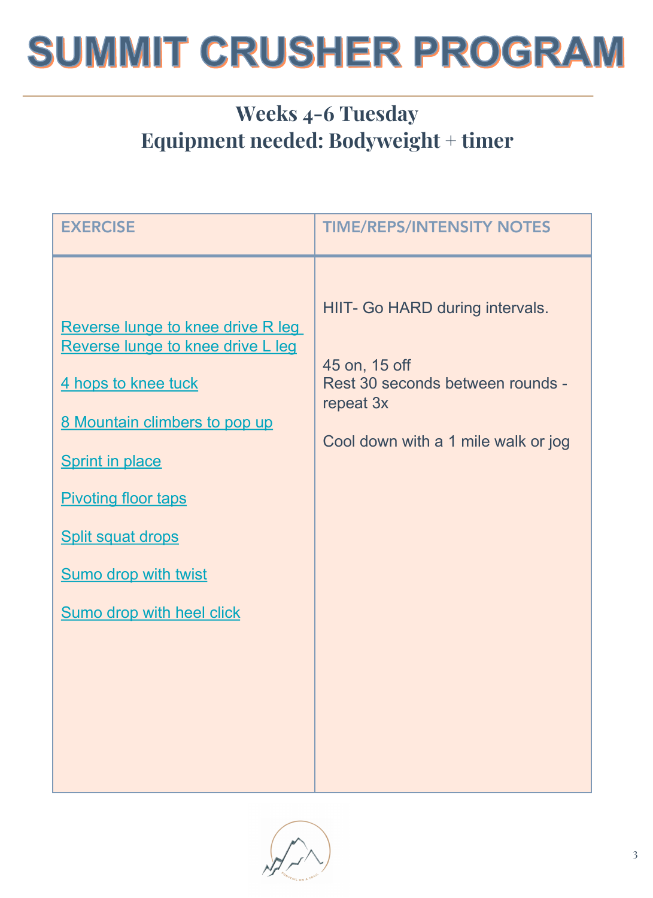# SUMMIT CRUSHER PROGRAM

## Weeks 4-6 Tuesday
## Equipment needed: Bodyweight + timer

| EXERCISE | TIME/REPS/INTENSITY NOTES |
|---|---|
| Reverse lunge to knee drive R leg<br>Reverse lunge to knee drive L leg<br><br>4 hops to knee tuck<br><br>8 Mountain climbers to pop up<br><br>Sprint in place<br><br>Pivoting floor taps<br><br>Split squat drops<br><br>Sumo drop with twist<br><br>Sumo drop with heel click | HIIT- Go HARD during intervals.<br><br>45 on, 15 off<br>Rest 30 seconds between rounds - repeat 3x<br><br>Cool down with a 1 mile walk or jog |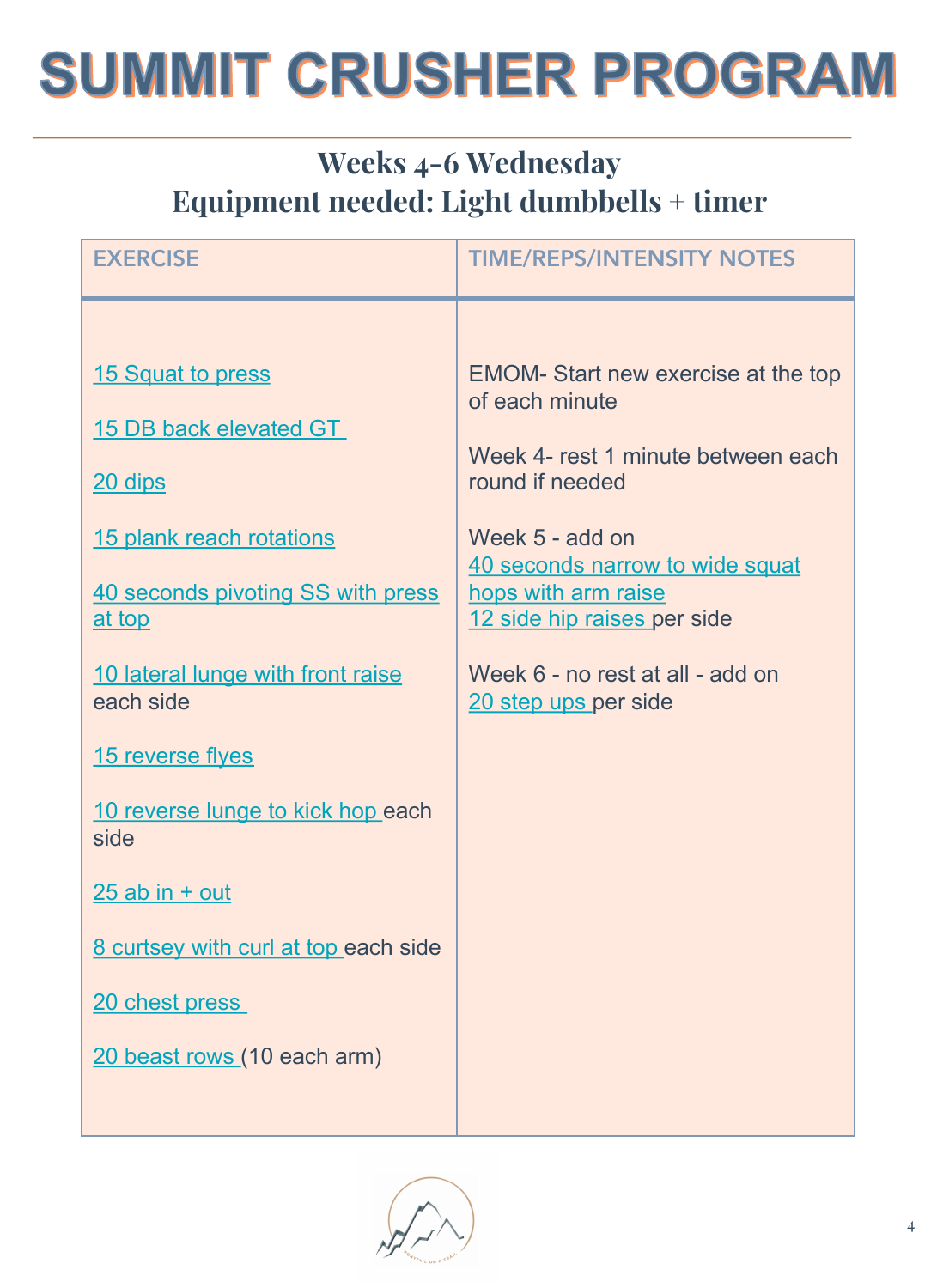# SUMMIT CRUSHER PROGRAM

## Weeks 4-6 Wednesday
## Equipment needed: Light dumbbells + timer

| EXERCISE | TIME/REPS/INTENSITY NOTES |
| --- | --- |
| 15 Squat to press<br><br>15 DB back elevated GT<br><br>20 dips<br><br>15 plank reach rotations<br><br>40 seconds pivoting SS with press at top<br><br>10 lateral lunge with front raise each side<br><br>15 reverse flyes<br><br>10 reverse lunge to kick hop each side<br><br>25 ab in + out<br><br>8 curtsey with curl at top each side<br><br>20 chest press<br><br>20 beast rows (10 each arm) | EMOM- Start new exercise at the top of each minute<br><br>Week 4- rest 1 minute between each round if needed<br><br>Week 5 - add on<br>40 seconds narrow to wide squat hops with arm raise<br>12 side hip raises per side<br><br>Week 6 - no rest at all - add on<br>20 step ups per side |